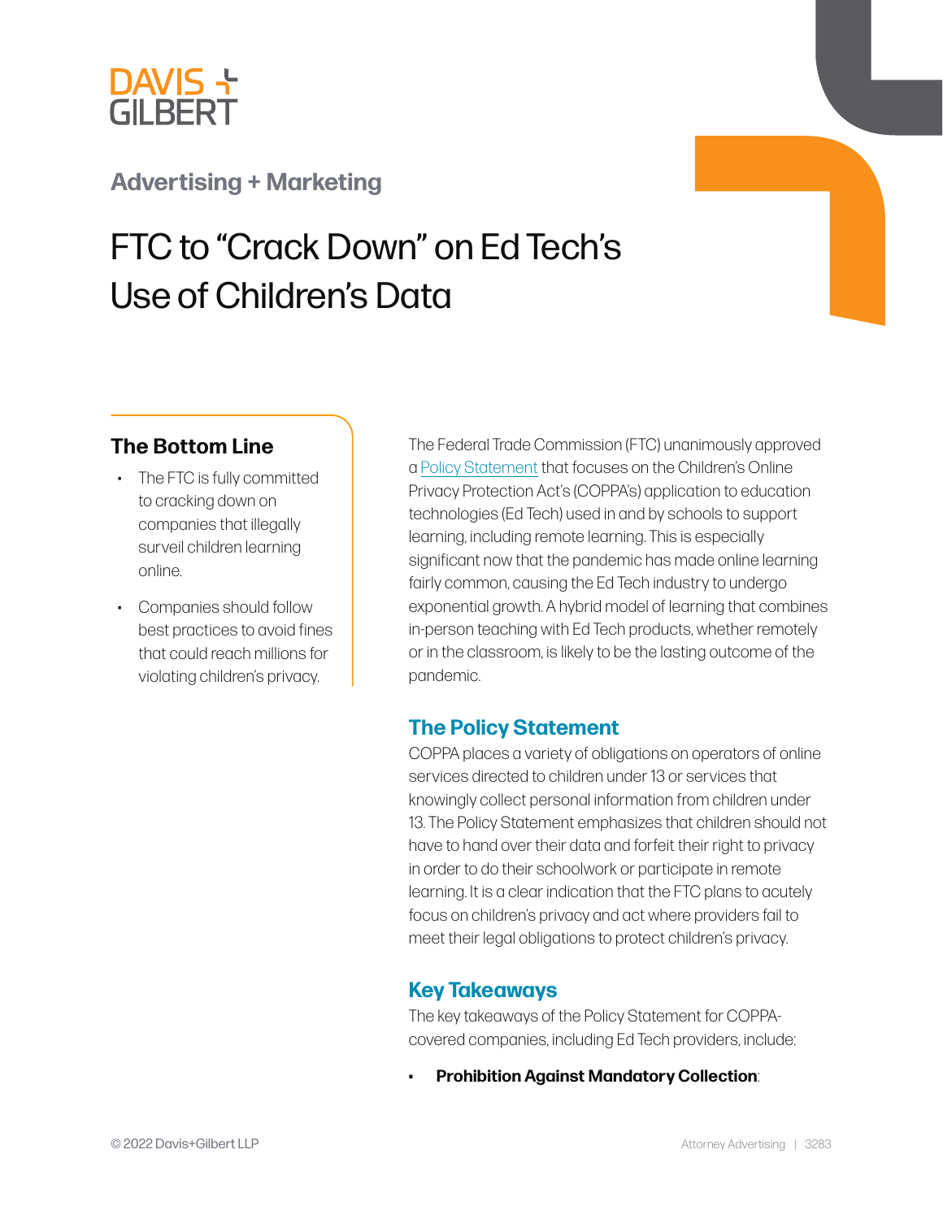DAVIS + GILBERT

Advertising + Marketing

# FTC to "Crack Down" on Ed Tech's Use of Children's Data

## The Bottom Line

- The FTC is fully committed to cracking down on companies that illegally surveil children learning online.
- Companies should follow best practices to avoid fines that could reach millions for violating children's privacy.

The Federal Trade Commission (FTC) unanimously approved a Policy Statement that focuses on the Children's Online Privacy Protection Act's (COPPA's) application to education technologies (Ed Tech) used in and by schools to support learning, including remote learning. This is especially significant now that the pandemic has made online learning fairly common, causing the Ed Tech industry to undergo exponential growth. A hybrid model of learning that combines in-person teaching with Ed Tech products, whether remotely or in the classroom, is likely to be the lasting outcome of the pandemic.

## The Policy Statement

COPPA places a variety of obligations on operators of online services directed to children under 13 or services that knowingly collect personal information from children under 13. The Policy Statement emphasizes that children should not have to hand over their data and forfeit their right to privacy in order to do their schoolwork or participate in remote learning. It is a clear indication that the FTC plans to acutely focus on children's privacy and act where providers fail to meet their legal obligations to protect children's privacy.

## Key Takeaways

The key takeaways of the Policy Statement for COPPA-covered companies, including Ed Tech providers, include:

- **Prohibition Against Mandatory Collection**: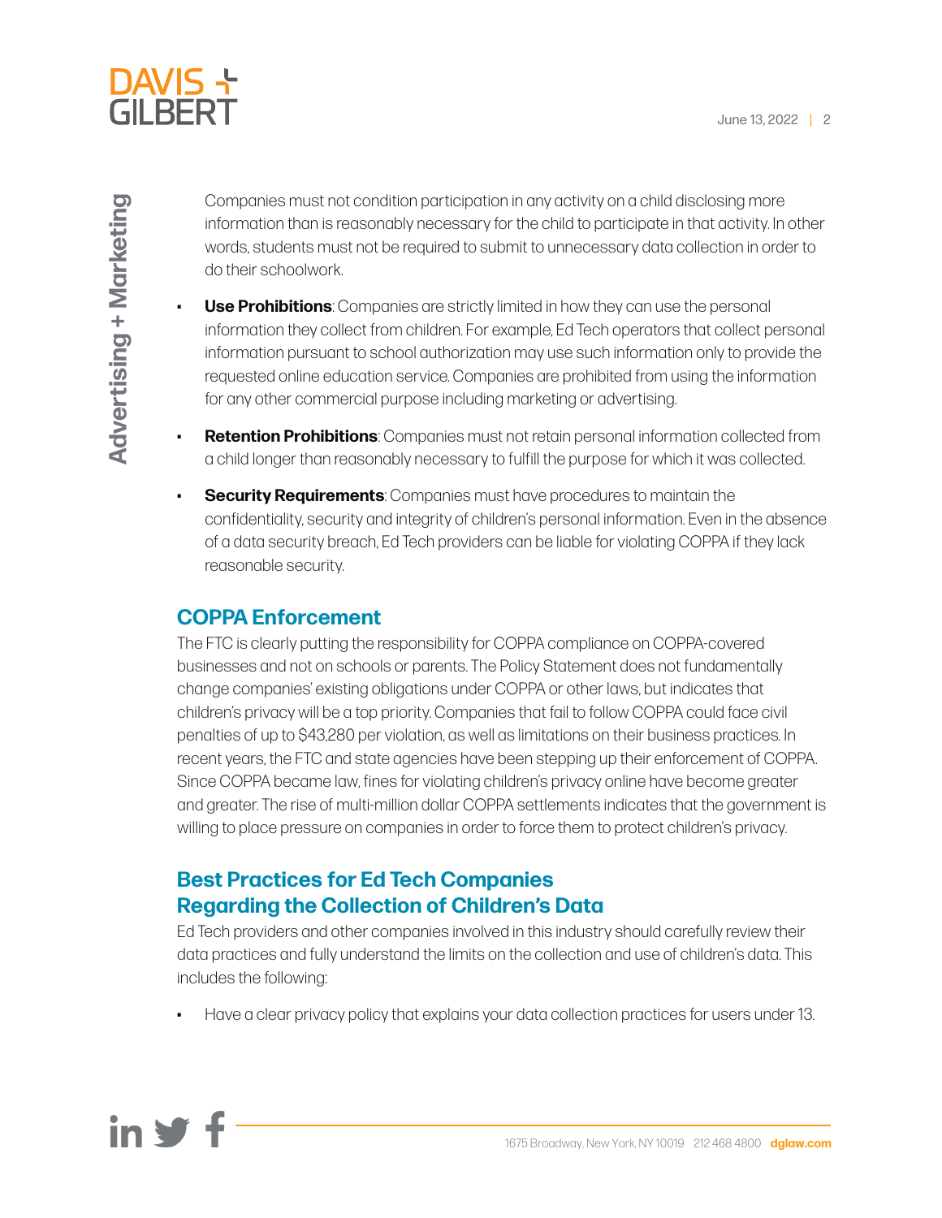Companies must not condition participation in any activity on a child disclosing more information than is reasonably necessary for the child to participate in that activity. In other words, students must not be required to submit to unnecessary data collection in order to do their schoolwork.

- **Use Prohibitions**: Companies are strictly limited in how they can use the personal information they collect from children. For example, Ed Tech operators that collect personal information pursuant to school authorization may use such information only to provide the requested online education service. Companies are prohibited from using the information for any other commercial purpose including marketing or advertising.
- **Retention Prohibitions**: Companies must not retain personal information collected from a child longer than reasonably necessary to fulfill the purpose for which it was collected.
- **Security Requirements**: Companies must have procedures to maintain the confidentiality, security and integrity of children's personal information. Even in the absence of a data security breach, Ed Tech providers can be liable for violating COPPA if they lack reasonable security.

## COPPA Enforcement

The FTC is clearly putting the responsibility for COPPA compliance on COPPA-covered businesses and not on schools or parents. The Policy Statement does not fundamentally change companies' existing obligations under COPPA or other laws, but indicates that children's privacy will be a top priority. Companies that fail to follow COPPA could face civil penalties of up to $43,280 per violation, as well as limitations on their business practices. In recent years, the FTC and state agencies have been stepping up their enforcement of COPPA. Since COPPA became law, fines for violating children's privacy online have become greater and greater. The rise of multi-million dollar COPPA settlements indicates that the government is willing to place pressure on companies in order to force them to protect children's privacy.

## Best Practices for Ed Tech Companies Regarding the Collection of Children's Data

Ed Tech providers and other companies involved in this industry should carefully review their data practices and fully understand the limits on the collection and use of children's data. This includes the following:

- Have a clear privacy policy that explains your data collection practices for users under 13.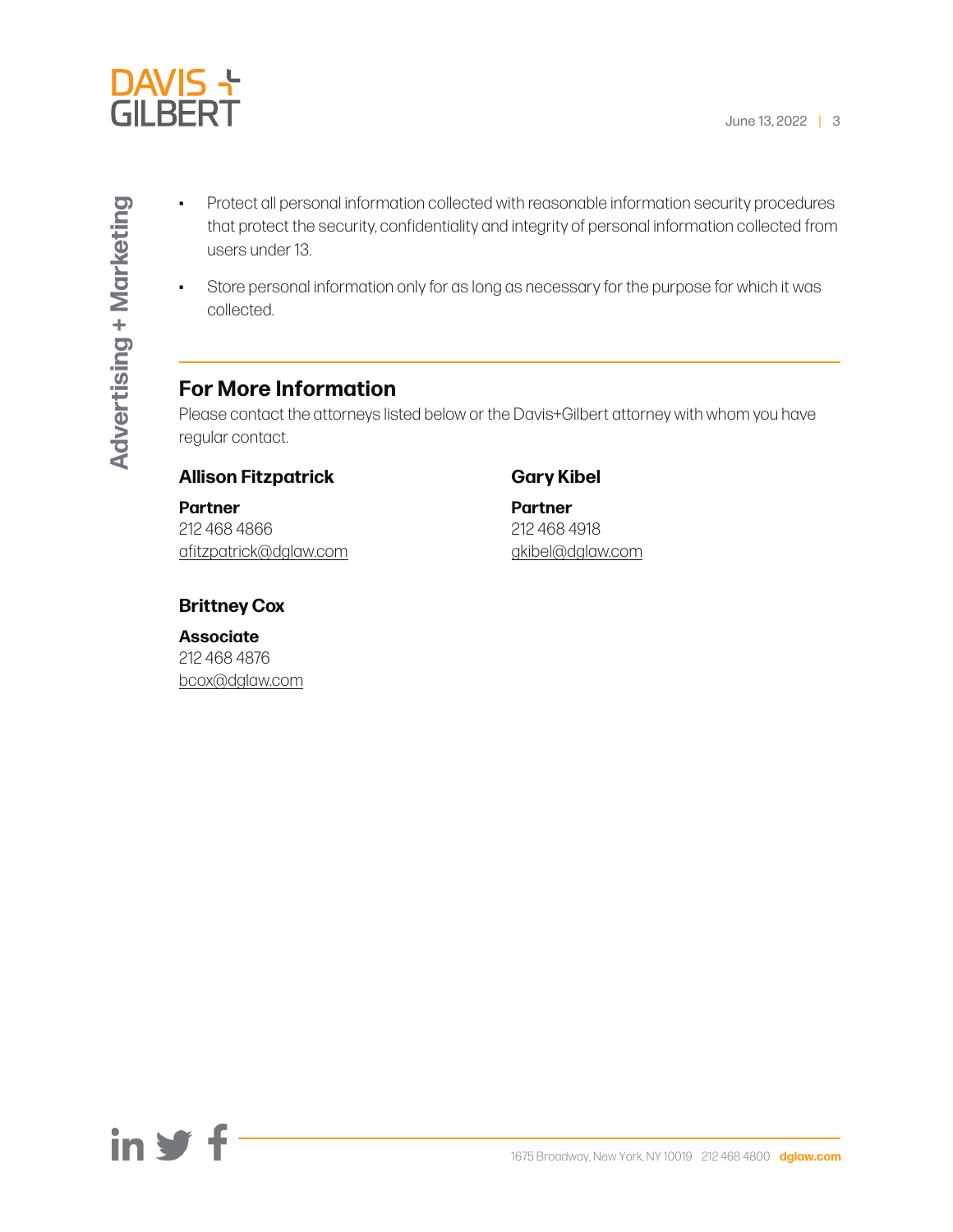- Protect all personal information collected with reasonable information security procedures that protect the security, confidentiality and integrity of personal information collected from users under 13.
- Store personal information only for as long as necessary for the purpose for which it was collected.

---

## For More Information

Please contact the attorneys listed below or the Davis+Gilbert attorney with whom you have regular contact.

**Allison Fitzpatrick**

**Partner**
212 468 4866
afitzpatrick@dglaw.com

**Gary Kibel**

**Partner**
212 468 4918
gkibel@dglaw.com

**Brittney Cox**

**Associate**
212 468 4876
bcox@dglaw.com